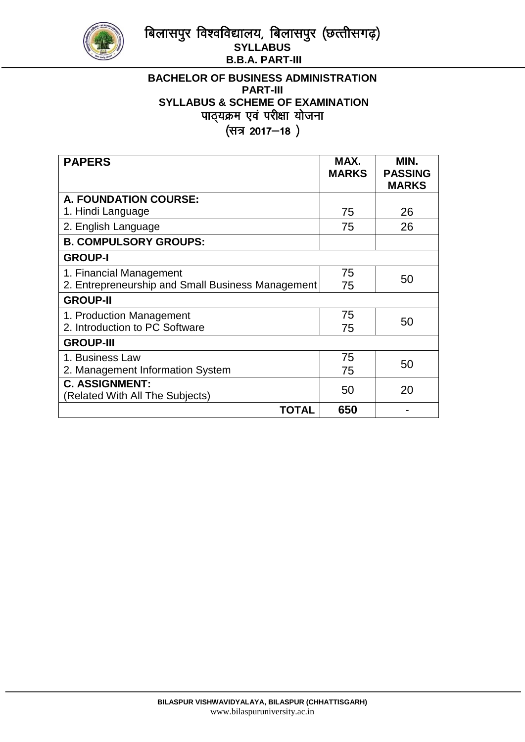# BACHELOR OF BUSINESS ADMINISTRATION
## PART-III
## SYLLABUS & SCHEME OF EXAMINATION
## पाठ्यक्रम एवं परीक्षा योजना
## (सत्र 2017–18 )

| PAPERS | MAX. MARKS | MIN. PASSING MARKS |
|---|---|---|
| **A. FOUNDATION COURSE:** 1. Hindi Language | 75 | 26 |
| 2. English Language | 75 | 26 |
| **B. COMPULSORY GROUPS:** | | |
| **GROUP-I** | | |
| 1. Financial Management | 75 | 50 |
| 2. Entrepreneurship and Small Business Management | 75 | |
| **GROUP-II** | | |
| 1. Production Management | 75 | 50 |
| 2. Introduction to PC Software | 75 | |
| **GROUP-III** | | |
| 1. Business Law | 75 | 50 |
| 2. Management Information System | 75 | |
| **C. ASSIGNMENT:** (Related With All The Subjects) | 50 | 20 |
| **TOTAL** | **650** | - |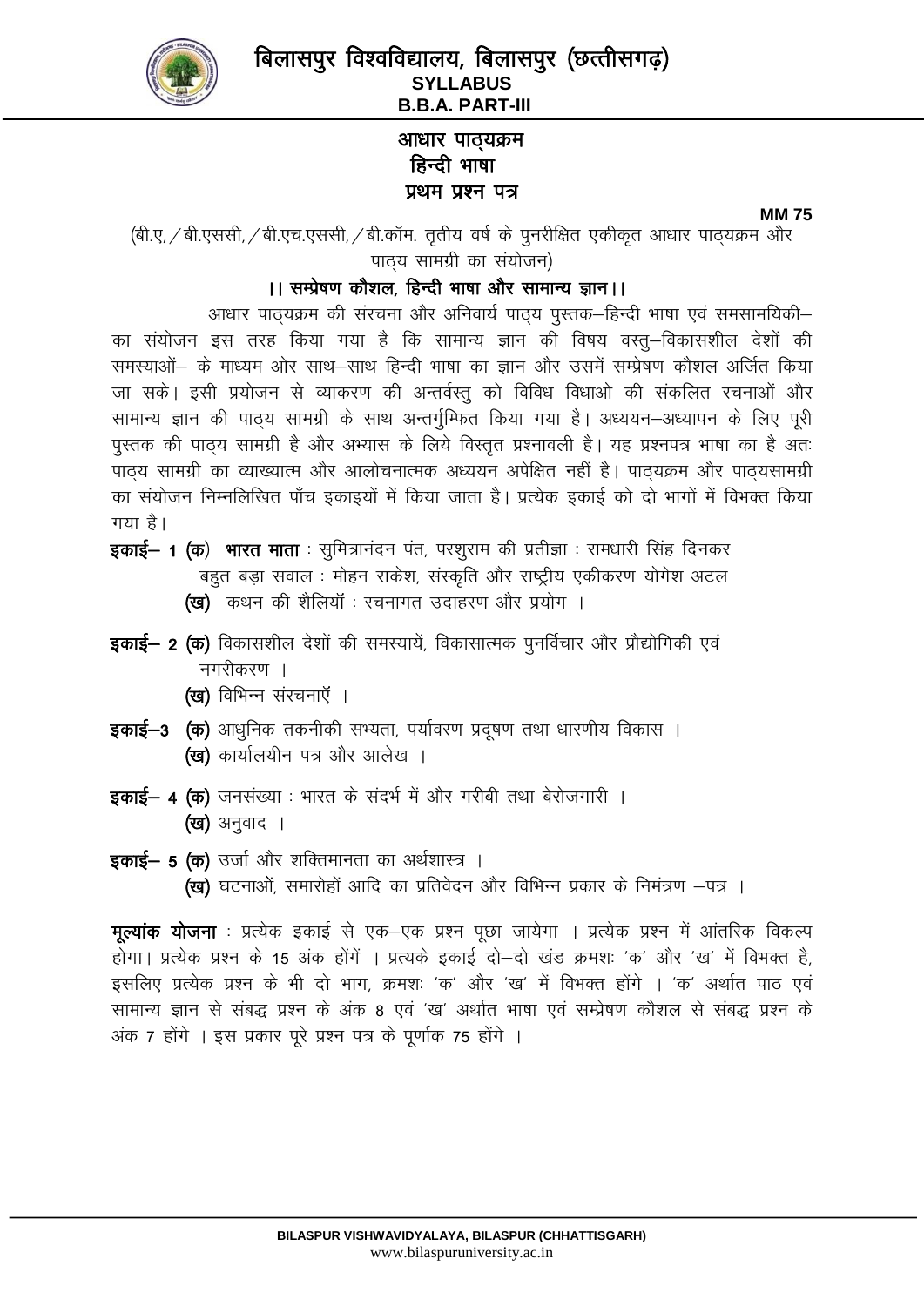# बिलासपुर विश्वविद्यालय, बिलासपुर (छत्तीसगढ़)

**SYLLABUS**

**B.B.A. PART-III**

## आधार पाठ्यक्रम
## हिन्दी भाषा
## प्रथम प्रश्न पत्र

**MM 75**

(बी.ए. / बी.एससी. / बी.एच.एससी. / बी.कॉम. तृतीय वर्ष के पुनरीक्षित एकीकृत आधार पाठ्यक्रम और पाठ्य सामग्री का संयोजन)

**।। सम्प्रेषण कौशल, हिन्दी भाषा और सामान्य ज्ञान ।।**

आधार पाठ्यक्रम की संरचना और अनिवार्य पाठ्य पुस्तक–हिन्दी भाषा एवं समसामयिकी– का संयोजन इस तरह किया गया है कि सामान्य ज्ञान की विषय वस्तु–विकासशील देशों की समस्याओं– के माध्यम ओर साथ–साथ हिन्दी भाषा का ज्ञान और उसमें सम्प्रेषण कौशल अर्जित किया जा सके। इसी प्रयोजन से व्याकरण की अन्तर्वस्तु को विविध विधाओ की संकलित रचनाओं और सामान्य ज्ञान की पाठ्य सामग्री के साथ अन्तर्गुम्फित किया गया है। अध्ययन–अध्यापन के लिए पूरी पुस्तक की पाठ्य सामग्री है और अभ्यास के लिये विस्तृत प्रश्नावली है। यह प्रश्नपत्र भाषा का है अतः पाठ्य सामग्री का व्याख्यात्म और आलोचनात्मक अध्ययन अपेक्षित नहीं है। पाठ्यक्रम और पाठ्यसामग्री का संयोजन निम्नलिखित पाँच इकाइयों में किया जाता है। प्रत्येक इकाई को दो भागों में विभक्त किया गया है।

**इकाई– 1 (क)** **भारत माता** : सुमित्रानंदन पंत, परशुराम की प्रतीज्ञा : रामधारी सिंह दिनकर बहुत बड़ा सवाल : मोहन राकेश, संस्कृति और राष्ट्रीय एकीकरण योगेश अटल

**(ख)** कथन की शैलियाँ : रचनागत उदाहरण और प्रयोग ।

**इकाई– 2 (क)** विकासशील देशों की समस्यायें, विकासात्मक पुनर्विचार और प्रौद्योगिकी एवं नगरीकरण ।

**(ख)** विभिन्न संरचनाएँ ।

**इकाई–3** **(क)** आधुनिक तकनीकी सभ्यता, पर्यावरण प्रदूषण तथा धारणीय विकास ।

**(ख)** कार्यालयीन पत्र और आलेख ।

**इकाई– 4 (क)** जनसंख्या : भारत के संदर्भ में और गरीबी तथा बेरोजगारी ।

**(ख)** अनुवाद ।

**इकाई– 5 (क)** उर्जा और शक्तिमानता का अर्थशास्त्र ।

**(ख)** घटनाओं, समारोहों आदि का प्रतिवेदन और विभिन्न प्रकार के निमंत्रण –पत्र ।

**मूल्यांक योजना** : प्रत्येक इकाई से एक–एक प्रश्न पूछा जायेगा । प्रत्येक प्रश्न में आंतरिक विकल्प होगा। प्रत्येक प्रश्न के 15 अंक होंगें । प्रत्यके इकाई दो–दो खंड क्रमशः 'क' और 'ख' में विभक्त है, इसलिए प्रत्येक प्रश्न के भी दो भाग, क्रमशः 'क' और 'ख' में विभक्त होंगे । 'क' अर्थात पाठ एवं सामान्य ज्ञान से संबद्ध प्रश्न के अंक 8 एवं 'ख' अर्थात भाषा एवं सम्प्रेषण कौशल से संबद्ध प्रश्न के अंक 7 होंगे । इस प्रकार पूरे प्रश्न पत्र के पूर्णाक 75 होंगे ।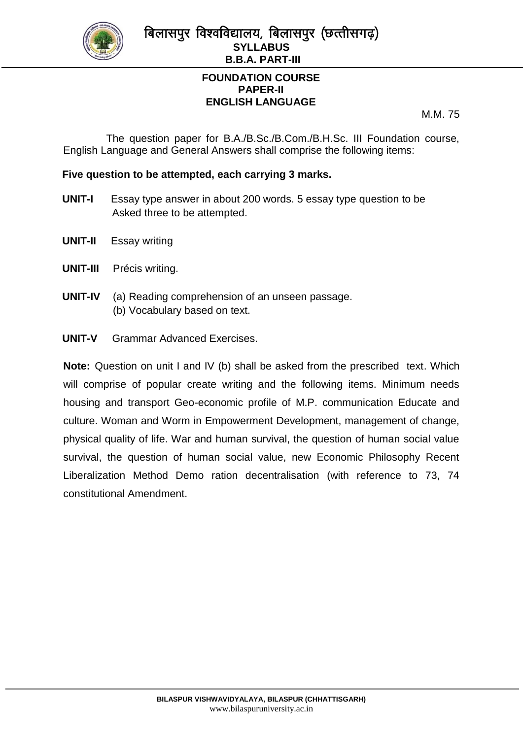# बिलासपुर विश्वविद्यालय, बिलासपुर (छत्तीसगढ़)

**SYLLABUS**

**B.B.A. PART-III**

## FOUNDATION COURSE
## PAPER-II
## ENGLISH LANGUAGE

M.M. 75

The question paper for B.A./B.Sc./B.Com./B.H.Sc. III Foundation course, English Language and General Answers shall comprise the following items:

**Five question to be attempted, each carrying 3 marks.**

**UNIT-I** Essay type answer in about 200 words. 5 essay type question to be Asked three to be attempted.

**UNIT-II** Essay writing

**UNIT-III** Précis writing.

**UNIT-IV** (a) Reading comprehension of an unseen passage.
(b) Vocabulary based on text.

**UNIT-V** Grammar Advanced Exercises.

**Note:** Question on unit I and IV (b) shall be asked from the prescribed text. Which will comprise of popular create writing and the following items. Minimum needs housing and transport Geo-economic profile of M.P. communication Educate and culture. Woman and Worm in Empowerment Development, management of change, physical quality of life. War and human survival, the question of human social value survival, the question of human social value, new Economic Philosophy Recent Liberalization Method Demo ration decentralisation (with reference to 73, 74 constitutional Amendment.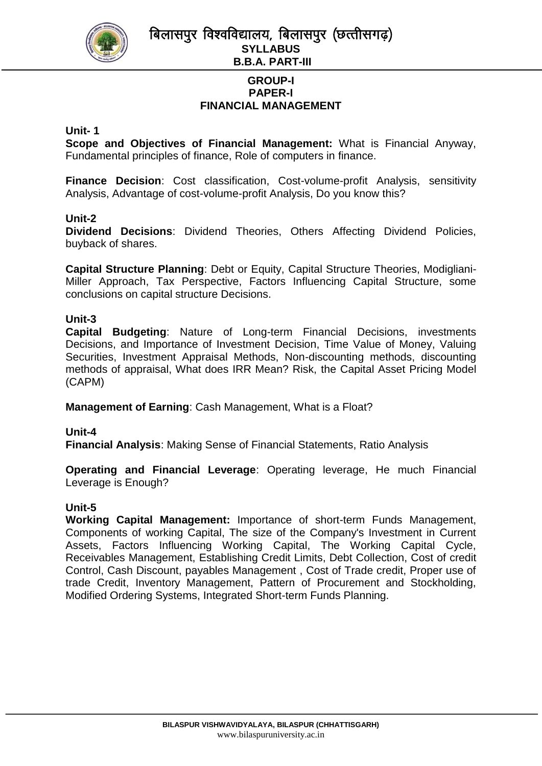# GROUP-I
## PAPER-I
## FINANCIAL MANAGEMENT

### Unit- 1

**Scope and Objectives of Financial Management:** What is Financial Anyway, Fundamental principles of finance, Role of computers in finance.

**Finance Decision**: Cost classification, Cost-volume-profit Analysis, sensitivity Analysis, Advantage of cost-volume-profit Analysis, Do you know this?

### Unit-2

**Dividend Decisions**: Dividend Theories, Others Affecting Dividend Policies, buyback of shares.

**Capital Structure Planning**: Debt or Equity, Capital Structure Theories, Modigliani-Miller Approach, Tax Perspective, Factors Influencing Capital Structure, some conclusions on capital structure Decisions.

### Unit-3

**Capital Budgeting**: Nature of Long-term Financial Decisions, investments Decisions, and Importance of Investment Decision, Time Value of Money, Valuing Securities, Investment Appraisal Methods, Non-discounting methods, discounting methods of appraisal, What does IRR Mean? Risk, the Capital Asset Pricing Model (CAPM)

**Management of Earning**: Cash Management, What is a Float?

### Unit-4

**Financial Analysis**: Making Sense of Financial Statements, Ratio Analysis

**Operating and Financial Leverage**: Operating leverage, He much Financial Leverage is Enough?

### Unit-5

**Working Capital Management:** Importance of short-term Funds Management, Components of working Capital, The size of the Company's Investment in Current Assets, Factors Influencing Working Capital, The Working Capital Cycle, Receivables Management, Establishing Credit Limits, Debt Collection, Cost of credit Control, Cash Discount, payables Management , Cost of Trade credit, Proper use of trade Credit, Inventory Management, Pattern of Procurement and Stockholding, Modified Ordering Systems, Integrated Short-term Funds Planning.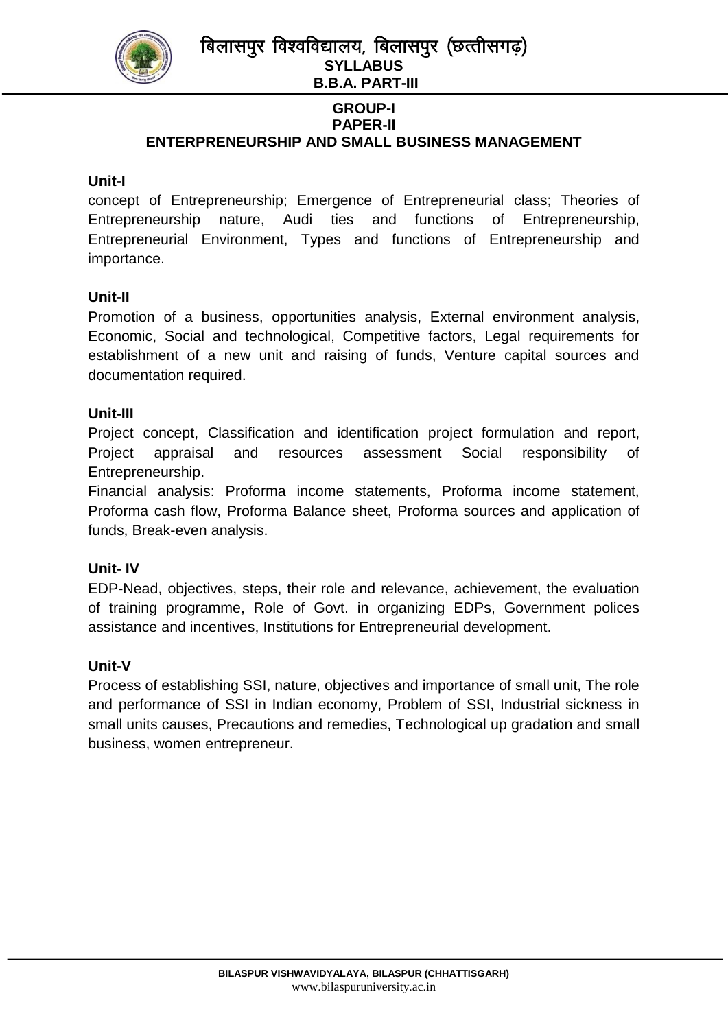# GROUP-I
## PAPER-II
## ENTERPRENEURSHIP AND SMALL BUSINESS MANAGEMENT

**Unit-I**

concept of Entrepreneurship; Emergence of Entrepreneurial class; Theories of Entrepreneurship nature, Audi ties and functions of Entrepreneurship, Entrepreneurial Environment, Types and functions of Entrepreneurship and importance.

**Unit-II**

Promotion of a business, opportunities analysis, External environment analysis, Economic, Social and technological, Competitive factors, Legal requirements for establishment of a new unit and raising of funds, Venture capital sources and documentation required.

**Unit-III**

Project concept, Classification and identification project formulation and report, Project appraisal and resources assessment Social responsibility of Entrepreneurship.

Financial analysis: Proforma income statements, Proforma income statement, Proforma cash flow, Proforma Balance sheet, Proforma sources and application of funds, Break-even analysis.

**Unit- IV**

EDP-Nead, objectives, steps, their role and relevance, achievement, the evaluation of training programme, Role of Govt. in organizing EDPs, Government polices assistance and incentives, Institutions for Entrepreneurial development.

**Unit-V**

Process of establishing SSI, nature, objectives and importance of small unit, The role and performance of SSI in Indian economy, Problem of SSI, Industrial sickness in small units causes, Precautions and remedies, Technological up gradation and small business, women entrepreneur.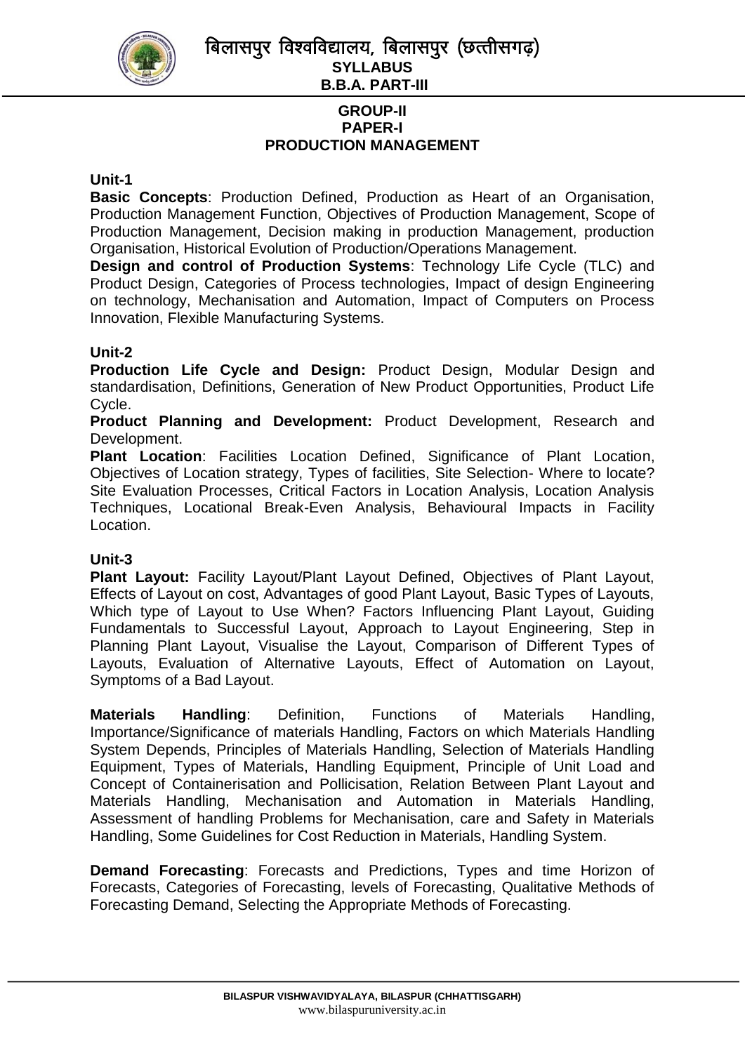**GROUP-II**
**PAPER-I**
**PRODUCTION MANAGEMENT**

**Unit-1**

**Basic Concepts**: Production Defined, Production as Heart of an Organisation, Production Management Function, Objectives of Production Management, Scope of Production Management, Decision making in production Management, production Organisation, Historical Evolution of Production/Operations Management.

**Design and control of Production Systems**: Technology Life Cycle (TLC) and Product Design, Categories of Process technologies, Impact of design Engineering on technology, Mechanisation and Automation, Impact of Computers on Process Innovation, Flexible Manufacturing Systems.

**Unit-2**

**Production Life Cycle and Design:** Product Design, Modular Design and standardisation, Definitions, Generation of New Product Opportunities, Product Life Cycle.

**Product Planning and Development:** Product Development, Research and Development.

**Plant Location**: Facilities Location Defined, Significance of Plant Location, Objectives of Location strategy, Types of facilities, Site Selection- Where to locate? Site Evaluation Processes, Critical Factors in Location Analysis, Location Analysis Techniques, Locational Break-Even Analysis, Behavioural Impacts in Facility Location.

**Unit-3**

**Plant Layout:** Facility Layout/Plant Layout Defined, Objectives of Plant Layout, Effects of Layout on cost, Advantages of good Plant Layout, Basic Types of Layouts, Which type of Layout to Use When? Factors Influencing Plant Layout, Guiding Fundamentals to Successful Layout, Approach to Layout Engineering, Step in Planning Plant Layout, Visualise the Layout, Comparison of Different Types of Layouts, Evaluation of Alternative Layouts, Effect of Automation on Layout, Symptoms of a Bad Layout.

**Materials Handling**: Definition, Functions of Materials Handling, Importance/Significance of materials Handling, Factors on which Materials Handling System Depends, Principles of Materials Handling, Selection of Materials Handling Equipment, Types of Materials, Handling Equipment, Principle of Unit Load and Concept of Containerisation and Pollicisation, Relation Between Plant Layout and Materials Handling, Mechanisation and Automation in Materials Handling, Assessment of handling Problems for Mechanisation, care and Safety in Materials Handling, Some Guidelines for Cost Reduction in Materials, Handling System.

**Demand Forecasting**: Forecasts and Predictions, Types and time Horizon of Forecasts, Categories of Forecasting, levels of Forecasting, Qualitative Methods of Forecasting Demand, Selecting the Appropriate Methods of Forecasting.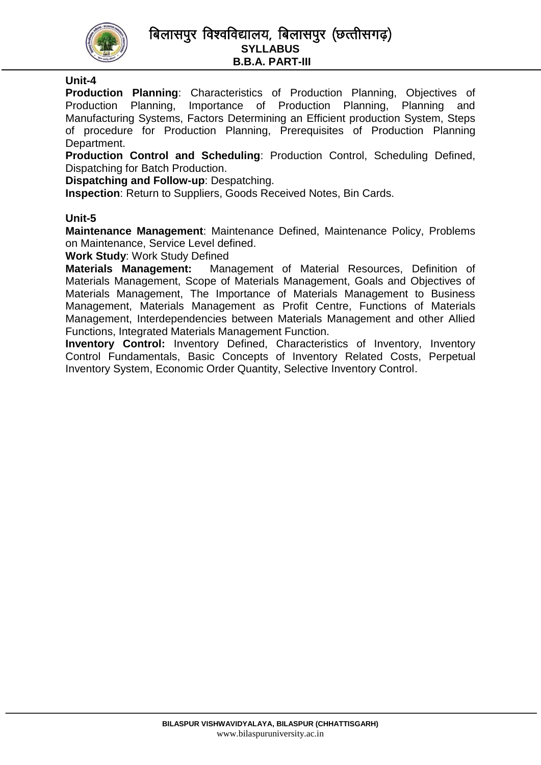**Unit-4**

**Production Planning**: Characteristics of Production Planning, Objectives of Production Planning, Importance of Production Planning, Planning and Manufacturing Systems, Factors Determining an Efficient production System, Steps of procedure for Production Planning, Prerequisites of Production Planning Department.

**Production Control and Scheduling**: Production Control, Scheduling Defined, Dispatching for Batch Production.

**Dispatching and Follow-up**: Despatching.

**Inspection**: Return to Suppliers, Goods Received Notes, Bin Cards.

**Unit-5**

**Maintenance Management**: Maintenance Defined, Maintenance Policy, Problems on Maintenance, Service Level defined.

**Work Study**: Work Study Defined

**Materials Management:** Management of Material Resources, Definition of Materials Management, Scope of Materials Management, Goals and Objectives of Materials Management, The Importance of Materials Management to Business Management, Materials Management as Profit Centre, Functions of Materials Management, Interdependencies between Materials Management and other Allied Functions, Integrated Materials Management Function.

**Inventory Control:** Inventory Defined, Characteristics of Inventory, Inventory Control Fundamentals, Basic Concepts of Inventory Related Costs, Perpetual Inventory System, Economic Order Quantity, Selective Inventory Control.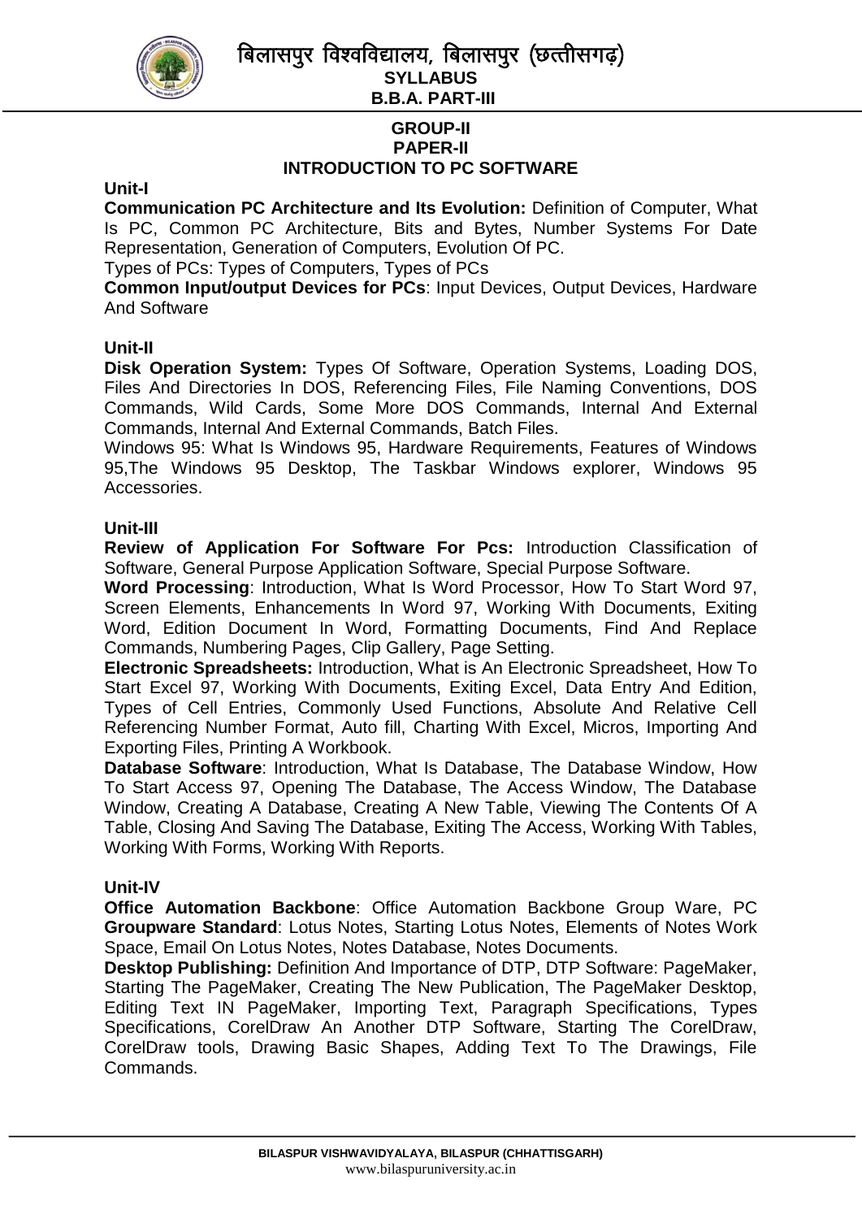## GROUP-II
## PAPER-II
## INTRODUCTION TO PC SOFTWARE

**Unit-I**

**Communication PC Architecture and Its Evolution:** Definition of Computer, What Is PC, Common PC Architecture, Bits and Bytes, Number Systems For Date Representation, Generation of Computers, Evolution Of PC.

Types of PCs: Types of Computers, Types of PCs

**Common Input/output Devices for PCs**: Input Devices, Output Devices, Hardware And Software

**Unit-II**

**Disk Operation System:** Types Of Software, Operation Systems, Loading DOS, Files And Directories In DOS, Referencing Files, File Naming Conventions, DOS Commands, Wild Cards, Some More DOS Commands, Internal And External Commands, Internal And External Commands, Batch Files.

Windows 95: What Is Windows 95, Hardware Requirements, Features of Windows 95,The Windows 95 Desktop, The Taskbar Windows explorer, Windows 95 Accessories.

**Unit-III**

**Review of Application For Software For Pcs:** Introduction Classification of Software, General Purpose Application Software, Special Purpose Software.

**Word Processing**: Introduction, What Is Word Processor, How To Start Word 97, Screen Elements, Enhancements In Word 97, Working With Documents, Exiting Word, Edition Document In Word, Formatting Documents, Find And Replace Commands, Numbering Pages, Clip Gallery, Page Setting.

**Electronic Spreadsheets:** Introduction, What is An Electronic Spreadsheet, How To Start Excel 97, Working With Documents, Exiting Excel, Data Entry And Edition, Types of Cell Entries, Commonly Used Functions, Absolute And Relative Cell Referencing Number Format, Auto fill, Charting With Excel, Micros, Importing And Exporting Files, Printing A Workbook.

**Database Software**: Introduction, What Is Database, The Database Window, How To Start Access 97, Opening The Database, The Access Window, The Database Window, Creating A Database, Creating A New Table, Viewing The Contents Of A Table, Closing And Saving The Database, Exiting The Access, Working With Tables, Working With Forms, Working With Reports.

**Unit-IV**

**Office Automation Backbone**: Office Automation Backbone Group Ware, PC **Groupware Standard**: Lotus Notes, Starting Lotus Notes, Elements of Notes Work Space, Email On Lotus Notes, Notes Database, Notes Documents.

**Desktop Publishing:** Definition And Importance of DTP, DTP Software: PageMaker, Starting The PageMaker, Creating The New Publication, The PageMaker Desktop, Editing Text IN PageMaker, Importing Text, Paragraph Specifications, Types Specifications, CorelDraw An Another DTP Software, Starting The CorelDraw, CorelDraw tools, Drawing Basic Shapes, Adding Text To The Drawings, File Commands.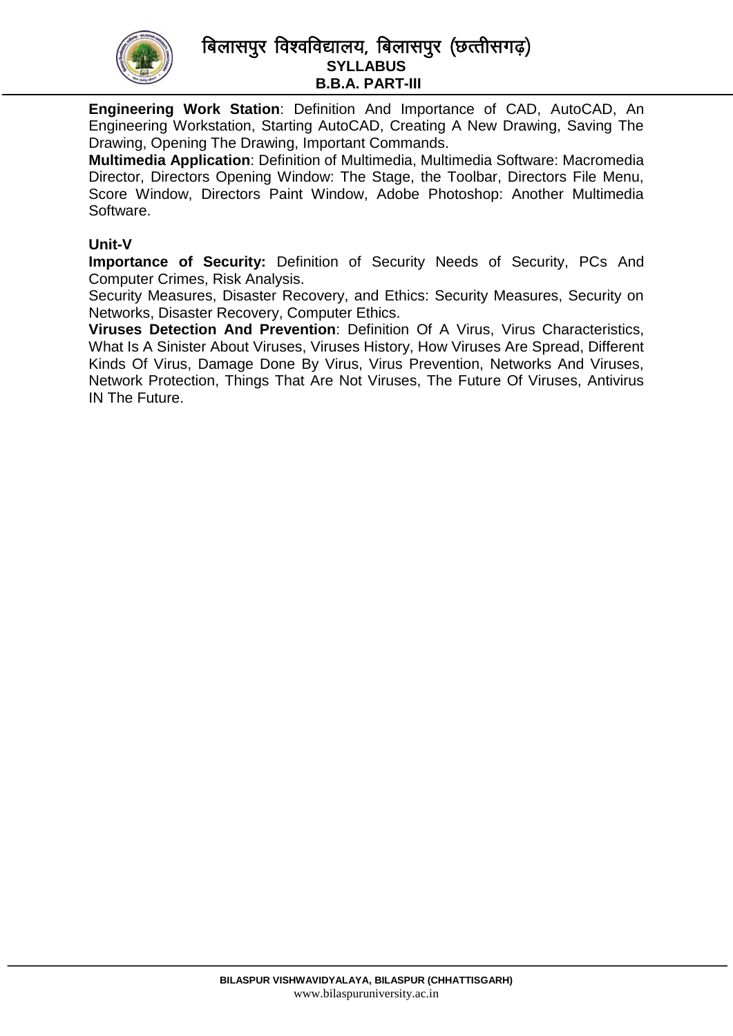**Engineering Work Station**: Definition And Importance of CAD, AutoCAD, An Engineering Workstation, Starting AutoCAD, Creating A New Drawing, Saving The Drawing, Opening The Drawing, Important Commands.

**Multimedia Application**: Definition of Multimedia, Multimedia Software: Macromedia Director, Directors Opening Window: The Stage, the Toolbar, Directors File Menu, Score Window, Directors Paint Window, Adobe Photoshop: Another Multimedia Software.

**Unit-V**

**Importance of Security:** Definition of Security Needs of Security, PCs And Computer Crimes, Risk Analysis.

Security Measures, Disaster Recovery, and Ethics: Security Measures, Security on Networks, Disaster Recovery, Computer Ethics.

**Viruses Detection And Prevention**: Definition Of A Virus, Virus Characteristics, What Is A Sinister About Viruses, Viruses History, How Viruses Are Spread, Different Kinds Of Virus, Damage Done By Virus, Virus Prevention, Networks And Viruses, Network Protection, Things That Are Not Viruses, The Future Of Viruses, Antivirus IN The Future.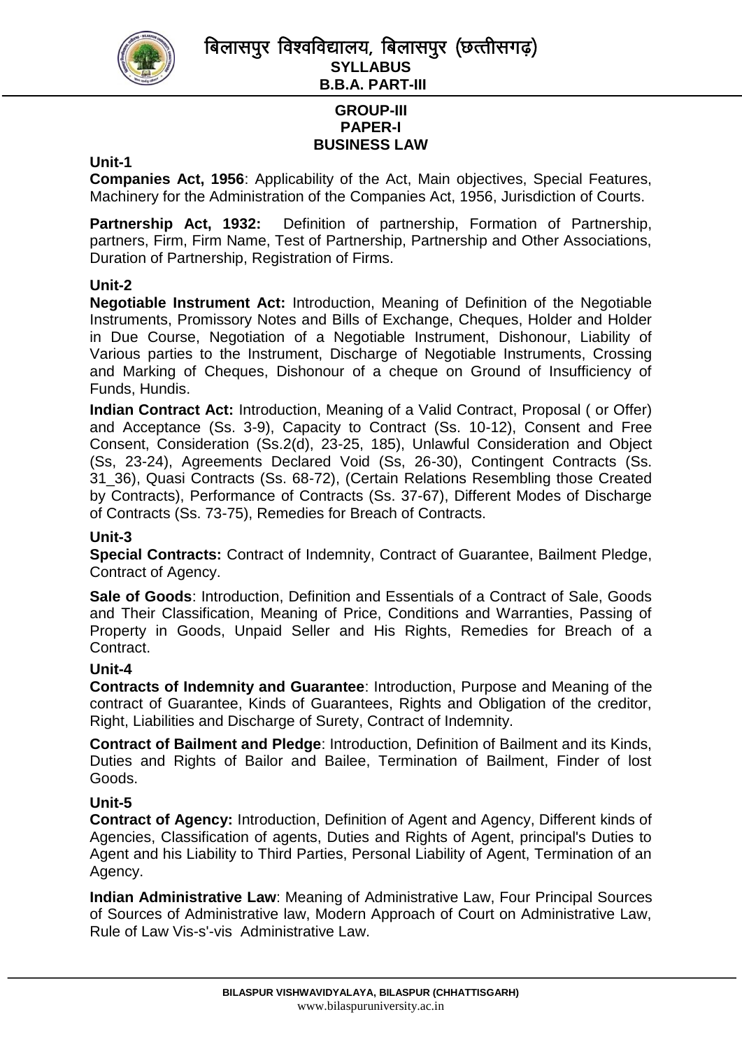# बिलासपुर विश्वविद्यालय, बिलासपुर (छत्तीसगढ़)

**SYLLABUS**

**B.B.A. PART-III**

**GROUP-III**

**PAPER-I**

**BUSINESS LAW**

**Unit-1**

**Companies Act, 1956**: Applicability of the Act, Main objectives, Special Features, Machinery for the Administration of the Companies Act, 1956, Jurisdiction of Courts.

**Partnership Act, 1932:** Definition of partnership, Formation of Partnership, partners, Firm, Firm Name, Test of Partnership, Partnership and Other Associations, Duration of Partnership, Registration of Firms.

**Unit-2**

**Negotiable Instrument Act:** Introduction, Meaning of Definition of the Negotiable Instruments, Promissory Notes and Bills of Exchange, Cheques, Holder and Holder in Due Course, Negotiation of a Negotiable Instrument, Dishonour, Liability of Various parties to the Instrument, Discharge of Negotiable Instruments, Crossing and Marking of Cheques, Dishonour of a cheque on Ground of Insufficiency of Funds, Hundis.

**Indian Contract Act:** Introduction, Meaning of a Valid Contract, Proposal ( or Offer) and Acceptance (Ss. 3-9), Capacity to Contract (Ss. 10-12), Consent and Free Consent, Consideration (Ss.2(d), 23-25, 185), Unlawful Consideration and Object (Ss, 23-24), Agreements Declared Void (Ss, 26-30), Contingent Contracts (Ss. 31_36), Quasi Contracts (Ss. 68-72), (Certain Relations Resembling those Created by Contracts), Performance of Contracts (Ss. 37-67), Different Modes of Discharge of Contracts (Ss. 73-75), Remedies for Breach of Contracts.

**Unit-3**

**Special Contracts:** Contract of Indemnity, Contract of Guarantee, Bailment Pledge, Contract of Agency.

**Sale of Goods**: Introduction, Definition and Essentials of a Contract of Sale, Goods and Their Classification, Meaning of Price, Conditions and Warranties, Passing of Property in Goods, Unpaid Seller and His Rights, Remedies for Breach of a Contract.

**Unit-4**

**Contracts of Indemnity and Guarantee**: Introduction, Purpose and Meaning of the contract of Guarantee, Kinds of Guarantees, Rights and Obligation of the creditor, Right, Liabilities and Discharge of Surety, Contract of Indemnity.

**Contract of Bailment and Pledge**: Introduction, Definition of Bailment and its Kinds, Duties and Rights of Bailor and Bailee, Termination of Bailment, Finder of lost Goods.

**Unit-5**

**Contract of Agency:** Introduction, Definition of Agent and Agency, Different kinds of Agencies, Classification of agents, Duties and Rights of Agent, principal's Duties to Agent and his Liability to Third Parties, Personal Liability of Agent, Termination of an Agency.

**Indian Administrative Law**: Meaning of Administrative Law, Four Principal Sources of Sources of Administrative law, Modern Approach of Court on Administrative Law, Rule of Law Vis-s'-vis Administrative Law.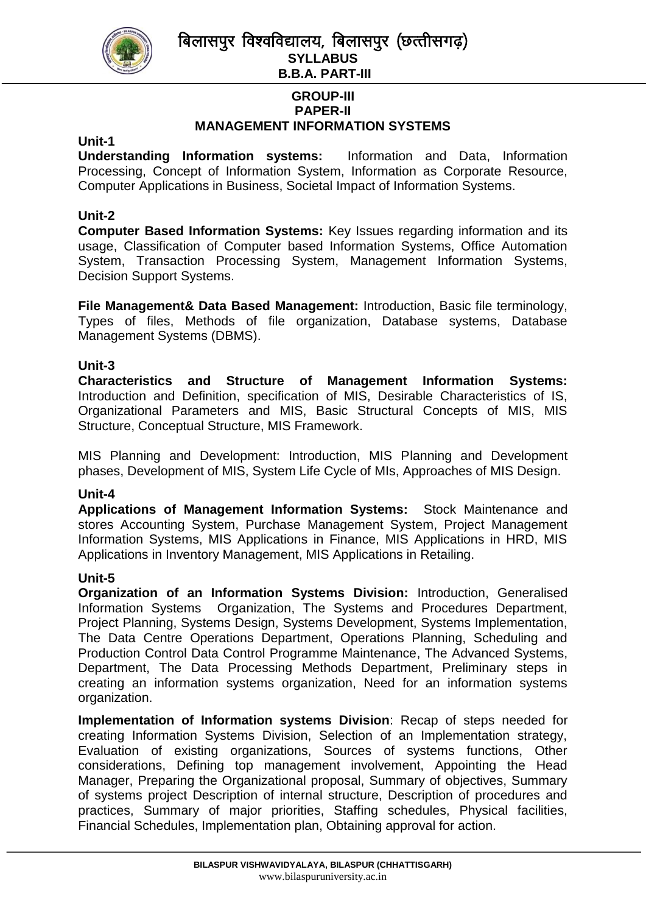**GROUP-III**
**PAPER-II**
**MANAGEMENT INFORMATION SYSTEMS**

**Unit-1**

**Understanding Information systems:** Information and Data, Information Processing, Concept of Information System, Information as Corporate Resource, Computer Applications in Business, Societal Impact of Information Systems.

**Unit-2**

**Computer Based Information Systems:** Key Issues regarding information and its usage, Classification of Computer based Information Systems, Office Automation System, Transaction Processing System, Management Information Systems, Decision Support Systems.

**File Management& Data Based Management:** Introduction, Basic file terminology, Types of files, Methods of file organization, Database systems, Database Management Systems (DBMS).

**Unit-3**

**Characteristics and Structure of Management Information Systems:** Introduction and Definition, specification of MIS, Desirable Characteristics of IS, Organizational Parameters and MIS, Basic Structural Concepts of MIS, MIS Structure, Conceptual Structure, MIS Framework.

MIS Planning and Development: Introduction, MIS Planning and Development phases, Development of MIS, System Life Cycle of MIs, Approaches of MIS Design.

**Unit-4**

**Applications of Management Information Systems:** Stock Maintenance and stores Accounting System, Purchase Management System, Project Management Information Systems, MIS Applications in Finance, MIS Applications in HRD, MIS Applications in Inventory Management, MIS Applications in Retailing.

**Unit-5**

**Organization of an Information Systems Division:** Introduction, Generalised Information Systems Organization, The Systems and Procedures Department, Project Planning, Systems Design, Systems Development, Systems Implementation, The Data Centre Operations Department, Operations Planning, Scheduling and Production Control Data Control Programme Maintenance, The Advanced Systems, Department, The Data Processing Methods Department, Preliminary steps in creating an information systems organization, Need for an information systems organization.

**Implementation of Information systems Division**: Recap of steps needed for creating Information Systems Division, Selection of an Implementation strategy, Evaluation of existing organizations, Sources of systems functions, Other considerations, Defining top management involvement, Appointing the Head Manager, Preparing the Organizational proposal, Summary of objectives, Summary of systems project Description of internal structure, Description of procedures and practices, Summary of major priorities, Staffing schedules, Physical facilities, Financial Schedules, Implementation plan, Obtaining approval for action.